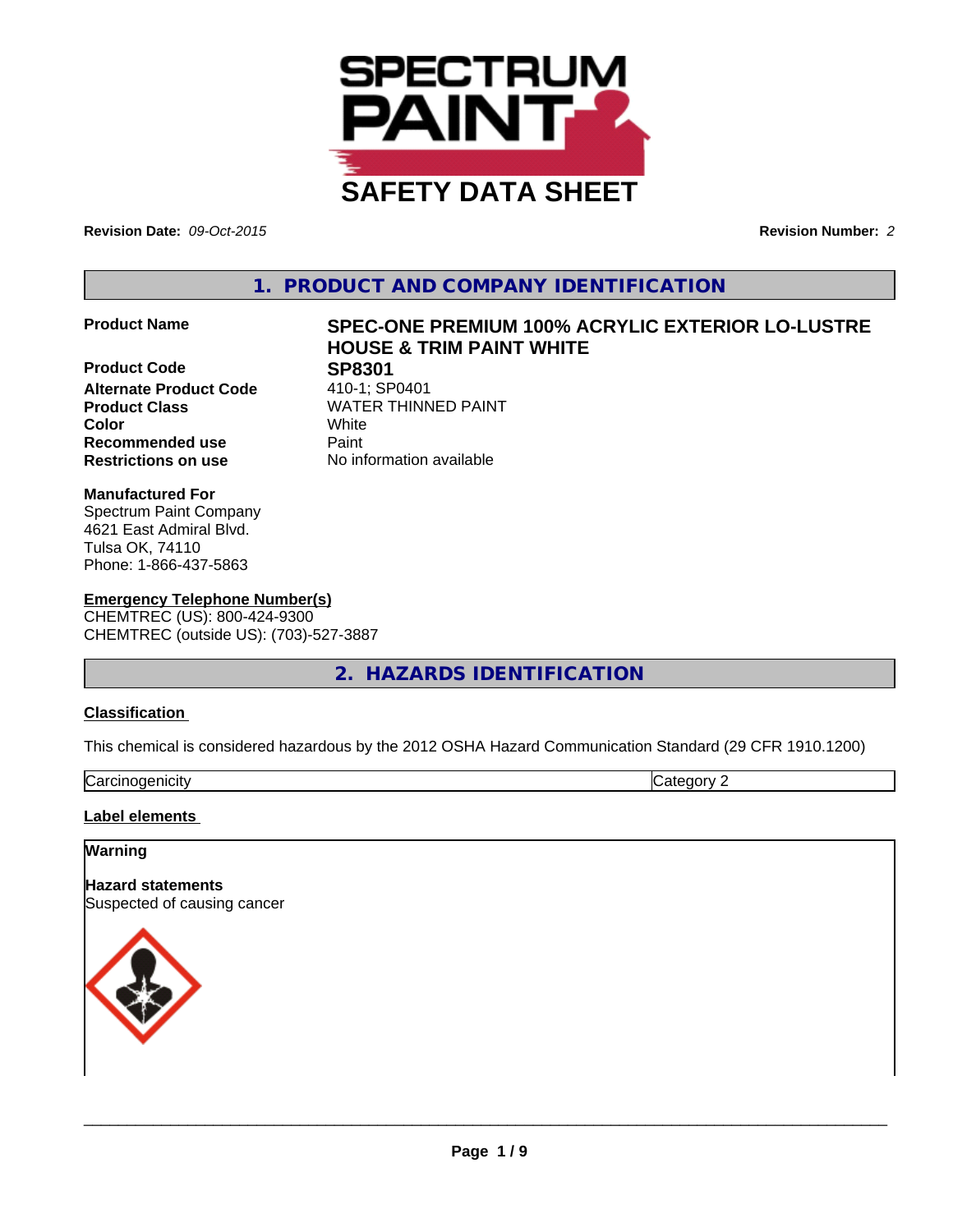# SAFETY DATA SHEET

**Revision Date:** *09-Oct-2015*

**Revision Number:** *2*

## 1. PRODUCT AND COMPANY IDENTIFICATION

| | |
|---|---|
| **Product Name** | **SPEC-ONE PREMIUM 100% ACRYLIC EXTERIOR LO-LUSTRE HOUSE & TRIM PAINT WHITE** |
| **Product Code** | **SP8301** |
| **Alternate Product Code** | 410-1; SP0401 |
| **Product Class** | WATER THINNED PAINT |
| **Color** | White |
| **Recommended use** | Paint |
| **Restrictions on use** | No information available |

**Manufactured For**
Spectrum Paint Company
4621 East Admiral Blvd.
Tulsa OK, 74110
Phone: 1-866-437-5863

**Emergency Telephone Number(s)**
CHEMTREC (US): 800-424-9300
CHEMTREC (outside US): (703)-527-3887

## 2. HAZARDS IDENTIFICATION

**Classification**

This chemical is considered hazardous by the 2012 OSHA Hazard Communication Standard (29 CFR 1910.1200)

| | |
|---|---|
| Carcinogenicity | Category 2 |

**Label elements**

**Warning**

**Hazard statements**
Suspected of causing cancer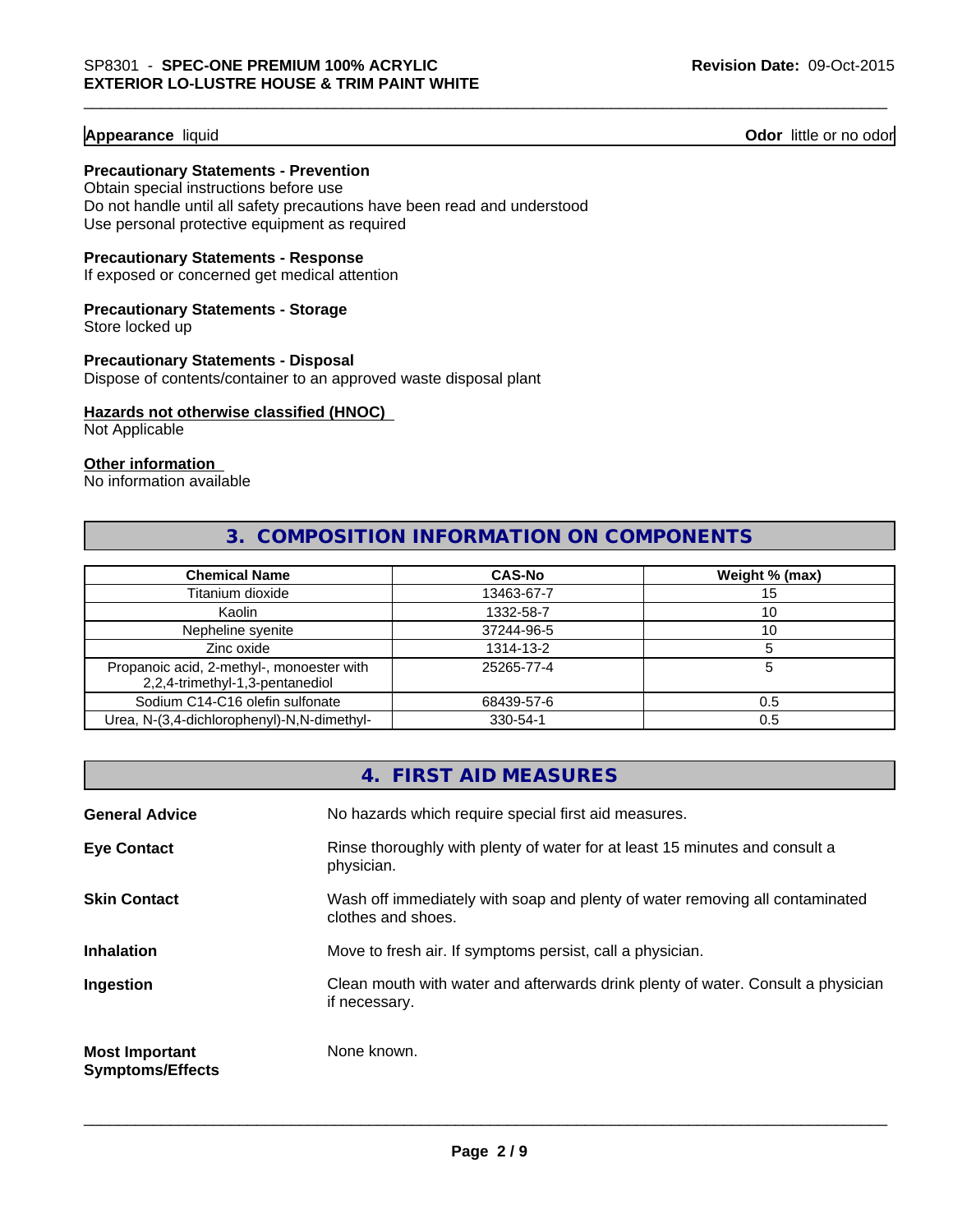**Appearance** liquid **Odor** little or no odor

**Precautionary Statements - Prevention**
Obtain special instructions before use
Do not handle until all safety precautions have been read and understood
Use personal protective equipment as required

**Precautionary Statements - Response**
If exposed or concerned get medical attention

**Precautionary Statements - Storage**
Store locked up

**Precautionary Statements - Disposal**
Dispose of contents/container to an approved waste disposal plant

**Hazards not otherwise classified (HNOC)**
Not Applicable

**Other information**
No information available

## 3. COMPOSITION INFORMATION ON COMPONENTS

| Chemical Name | CAS-No | Weight % (max) |
|---|---|---|
| Titanium dioxide | 13463-67-7 | 15 |
| Kaolin | 1332-58-7 | 10 |
| Nepheline syenite | 37244-96-5 | 10 |
| Zinc oxide | 1314-13-2 | 5 |
| Propanoic acid, 2-methyl-, monoester with 2,2,4-trimethyl-1,3-pentanediol | 25265-77-4 | 5 |
| Sodium C14-C16 olefin sulfonate | 68439-57-6 | 0.5 |
| Urea, N-(3,4-dichlorophenyl)-N,N-dimethyl- | 330-54-1 | 0.5 |

## 4. FIRST AID MEASURES

**General Advice** No hazards which require special first aid measures.

**Eye Contact** Rinse thoroughly with plenty of water for at least 15 minutes and consult a physician.

**Skin Contact** Wash off immediately with soap and plenty of water removing all contaminated clothes and shoes.

**Inhalation** Move to fresh air. If symptoms persist, call a physician.

**Ingestion** Clean mouth with water and afterwards drink plenty of water. Consult a physician if necessary.

**Most Important Symptoms/Effects** None known.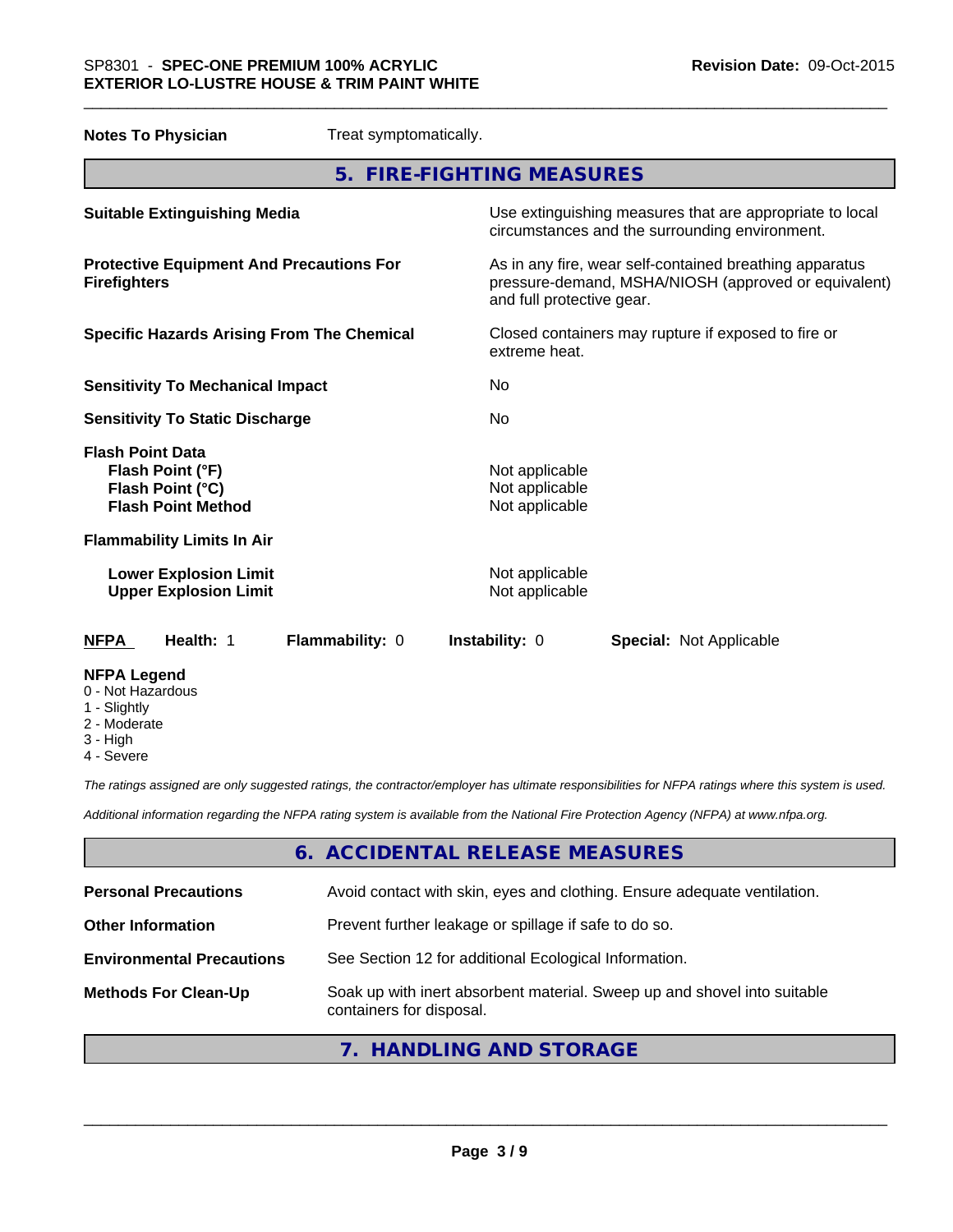**Notes To Physician** Treat symptomatically.

## 5. FIRE-FIGHTING MEASURES

| | |
|---|---|
| **Suitable Extinguishing Media** | Use extinguishing measures that are appropriate to local circumstances and the surrounding environment. |
| **Protective Equipment And Precautions For Firefighters** | As in any fire, wear self-contained breathing apparatus pressure-demand, MSHA/NIOSH (approved or equivalent) and full protective gear. |
| **Specific Hazards Arising From The Chemical** | Closed containers may rupture if exposed to fire or extreme heat. |
| **Sensitivity To Mechanical Impact** | No |
| **Sensitivity To Static Discharge** | No |
| **Flash Point Data** | |
| **Flash Point (°F)** | Not applicable |
| **Flash Point (°C)** | Not applicable |
| **Flash Point Method** | Not applicable |
| **Flammability Limits In Air** | |
| **Lower Explosion Limit** | Not applicable |
| **Upper Explosion Limit** | Not applicable |

**NFPA** **Health:** 1 **Flammability:** 0 **Instability:** 0 **Special:** Not Applicable

**NFPA Legend**
- 0 - Not Hazardous
- 1 - Slightly
- 2 - Moderate
- 3 - High
- 4 - Severe

*The ratings assigned are only suggested ratings, the contractor/employer has ultimate responsibilities for NFPA ratings where this system is used.*

*Additional information regarding the NFPA rating system is available from the National Fire Protection Agency (NFPA) at www.nfpa.org.*

## 6. ACCIDENTAL RELEASE MEASURES

| | |
|---|---|
| **Personal Precautions** | Avoid contact with skin, eyes and clothing. Ensure adequate ventilation. |
| **Other Information** | Prevent further leakage or spillage if safe to do so. |
| **Environmental Precautions** | See Section 12 for additional Ecological Information. |
| **Methods For Clean-Up** | Soak up with inert absorbent material. Sweep up and shovel into suitable containers for disposal. |

## 7. HANDLING AND STORAGE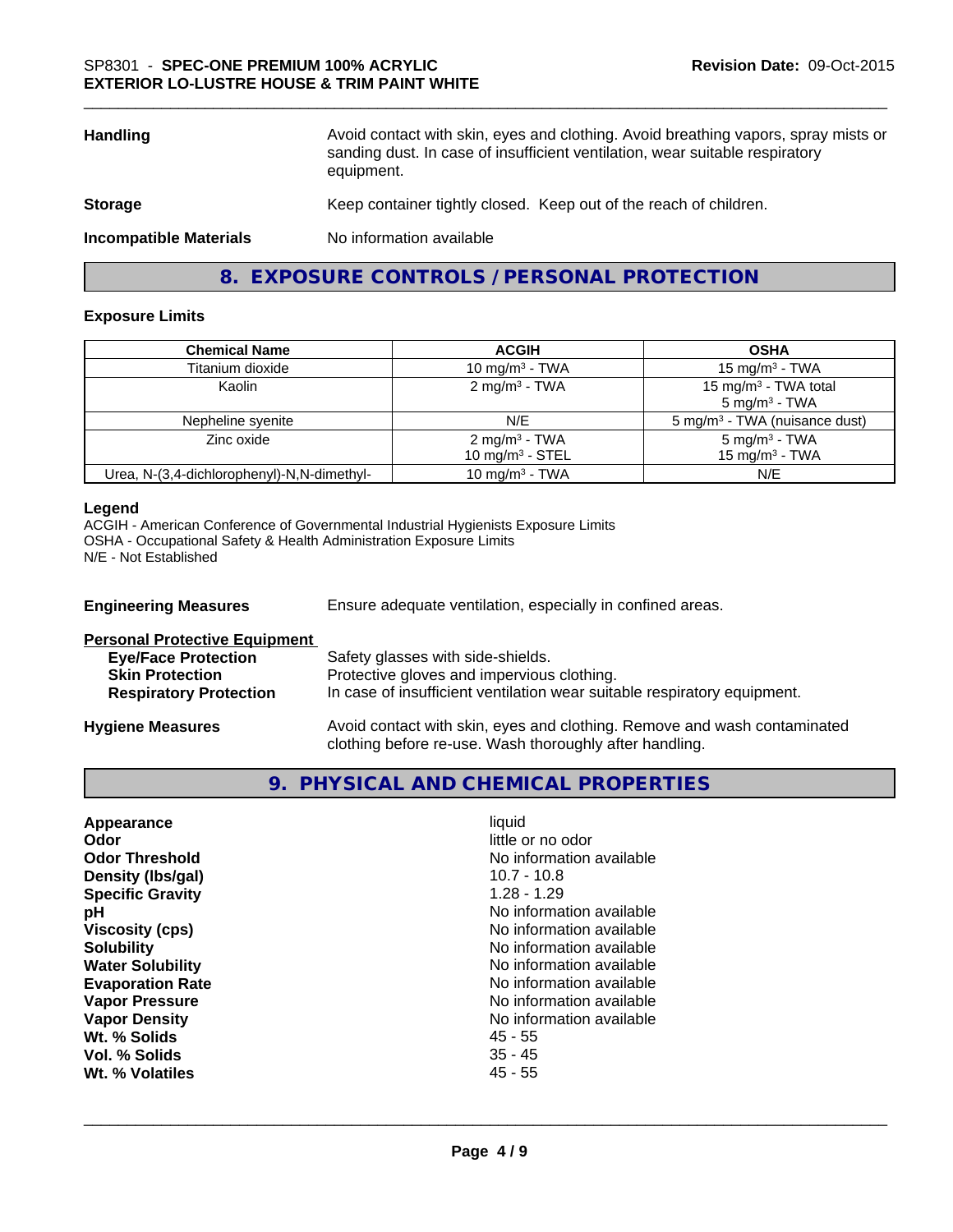| | |
|---|---|
| **Handling** | Avoid contact with skin, eyes and clothing. Avoid breathing vapors, spray mists or sanding dust. In case of insufficient ventilation, wear suitable respiratory equipment. |
| **Storage** | Keep container tightly closed. Keep out of the reach of children. |
| **Incompatible Materials** | No information available |

## 8. EXPOSURE CONTROLS / PERSONAL PROTECTION

### Exposure Limits

| Chemical Name | ACGIH | OSHA |
|---|---|---|
| Titanium dioxide | 10 mg/m$^3$ - TWA | 15 mg/m$^3$ - TWA |
| Kaolin | 2 mg/m$^3$ - TWA | 15 mg/m$^3$ - TWA total<br>5 mg/m$^3$ - TWA |
| Nepheline syenite | N/E | 5 mg/m$^3$ - TWA (nuisance dust) |
| Zinc oxide | 2 mg/m$^3$ - TWA<br>10 mg/m$^3$ - STEL | 5 mg/m$^3$ - TWA<br>15 mg/m$^3$ - TWA |
| Urea, N-(3,4-dichlorophenyl)-N,N-dimethyl- | 10 mg/m$^3$ - TWA | N/E |

**Legend**

ACGIH - American Conference of Governmental Industrial Hygienists Exposure Limits
OSHA - Occupational Safety & Health Administration Exposure Limits
N/E - Not Established

**Engineering Measures** Ensure adequate ventilation, especially in confined areas.

**Personal Protective Equipment**

- **Eye/Face Protection** Safety glasses with side-shields.
- **Skin Protection** Protective gloves and impervious clothing.
- **Respiratory Protection** In case of insufficient ventilation wear suitable respiratory equipment.

**Hygiene Measures** Avoid contact with skin, eyes and clothing. Remove and wash contaminated clothing before re-use. Wash thoroughly after handling.

## 9. PHYSICAL AND CHEMICAL PROPERTIES

| | |
|---|---|
| **Appearance** | liquid |
| **Odor** | little or no odor |
| **Odor Threshold** | No information available |
| **Density (lbs/gal)** | 10.7 - 10.8 |
| **Specific Gravity** | 1.28 - 1.29 |
| **pH** | No information available |
| **Viscosity (cps)** | No information available |
| **Solubility** | No information available |
| **Water Solubility** | No information available |
| **Evaporation Rate** | No information available |
| **Vapor Pressure** | No information available |
| **Vapor Density** | No information available |
| **Wt. % Solids** | 45 - 55 |
| **Vol. % Solids** | 35 - 45 |
| **Wt. % Volatiles** | 45 - 55 |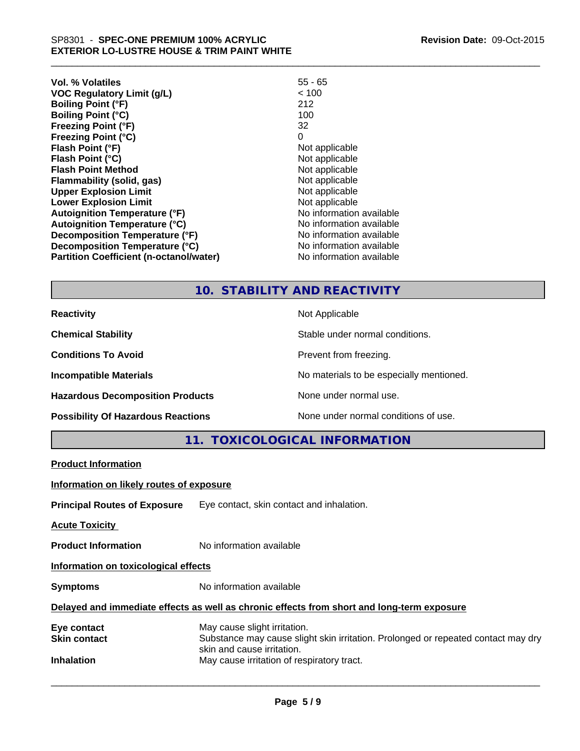| | |
|---|---|
| **Vol. % Volatiles** | 55 - 65 |
| **VOC Regulatory Limit (g/L)** | < 100 |
| **Boiling Point (°F)** | 212 |
| **Boiling Point (°C)** | 100 |
| **Freezing Point (°F)** | 32 |
| **Freezing Point (°C)** | 0 |
| **Flash Point (°F)** | Not applicable |
| **Flash Point (°C)** | Not applicable |
| **Flash Point Method** | Not applicable |
| **Flammability (solid, gas)** | Not applicable |
| **Upper Explosion Limit** | Not applicable |
| **Lower Explosion Limit** | Not applicable |
| **Autoignition Temperature (°F)** | No information available |
| **Autoignition Temperature (°C)** | No information available |
| **Decomposition Temperature (°F)** | No information available |
| **Decomposition Temperature (°C)** | No information available |
| **Partition Coefficient (n-octanol/water)** | No information available |

## 10. STABILITY AND REACTIVITY

| | |
|---|---|
| **Reactivity** | Not Applicable |
| **Chemical Stability** | Stable under normal conditions. |
| **Conditions To Avoid** | Prevent from freezing. |
| **Incompatible Materials** | No materials to be especially mentioned. |
| **Hazardous Decomposition Products** | None under normal use. |
| **Possibility Of Hazardous Reactions** | None under normal conditions of use. |

## 11. TOXICOLOGICAL INFORMATION

**Product Information**

**Information on likely routes of exposure**

**Principal Routes of Exposure** Eye contact, skin contact and inhalation.

**Acute Toxicity**

**Product Information** No information available

**Information on toxicological effects**

**Symptoms** No information available

**Delayed and immediate effects as well as chronic effects from short and long-term exposure**

| | |
|---|---|
| **Eye contact** | May cause slight irritation. |
| **Skin contact** | Substance may cause slight skin irritation. Prolonged or repeated contact may dry skin and cause irritation. |
| **Inhalation** | May cause irritation of respiratory tract. |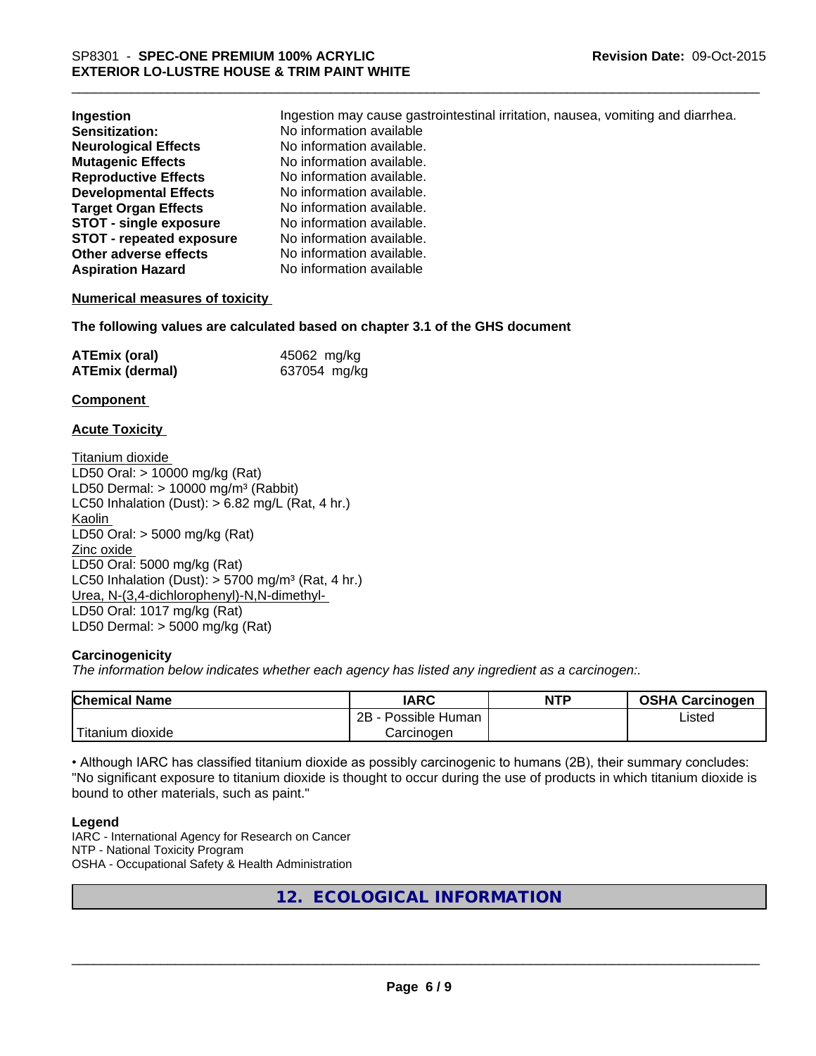| | |
|---|---|
| **Ingestion** | Ingestion may cause gastrointestinal irritation, nausea, vomiting and diarrhea. |
| **Sensitization:** | No information available |
| **Neurological Effects** | No information available. |
| **Mutagenic Effects** | No information available. |
| **Reproductive Effects** | No information available. |
| **Developmental Effects** | No information available. |
| **Target Organ Effects** | No information available. |
| **STOT - single exposure** | No information available. |
| **STOT - repeated exposure** | No information available. |
| **Other adverse effects** | No information available. |
| **Aspiration Hazard** | No information available |

**Numerical measures of toxicity**

**The following values are calculated based on chapter 3.1 of the GHS document**

| | |
|---|---|
| **ATEmix (oral)** | 45062 mg/kg |
| **ATEmix (dermal)** | 637054 mg/kg |

**Component**

**Acute Toxicity**

Titanium dioxide
LD50 Oral: > 10000 mg/kg (Rat)
LD50 Dermal: > 10000 mg/m³ (Rabbit)
LC50 Inhalation (Dust): > 6.82 mg/L (Rat, 4 hr.)
Kaolin
LD50 Oral: > 5000 mg/kg (Rat)
Zinc oxide
LD50 Oral: 5000 mg/kg (Rat)
LC50 Inhalation (Dust): > 5700 mg/m³ (Rat, 4 hr.)
Urea, N-(3,4-dichlorophenyl)-N,N-dimethyl-
LD50 Oral: 1017 mg/kg (Rat)
LD50 Dermal: > 5000 mg/kg (Rat)

**Carcinogenicity**

*The information below indicates whether each agency has listed any ingredient as a carcinogen:.*

| Chemical Name | IARC | NTP | OSHA Carcinogen |
|---|---|---|---|
| Titanium dioxide | 2B - Possible Human Carcinogen | | Listed |

• Although IARC has classified titanium dioxide as possibly carcinogenic to humans (2B), their summary concludes: "No significant exposure to titanium dioxide is thought to occur during the use of products in which titanium dioxide is bound to other materials, such as paint."

**Legend**

IARC - International Agency for Research on Cancer
NTP - National Toxicity Program
OSHA - Occupational Safety & Health Administration

## 12. ECOLOGICAL INFORMATION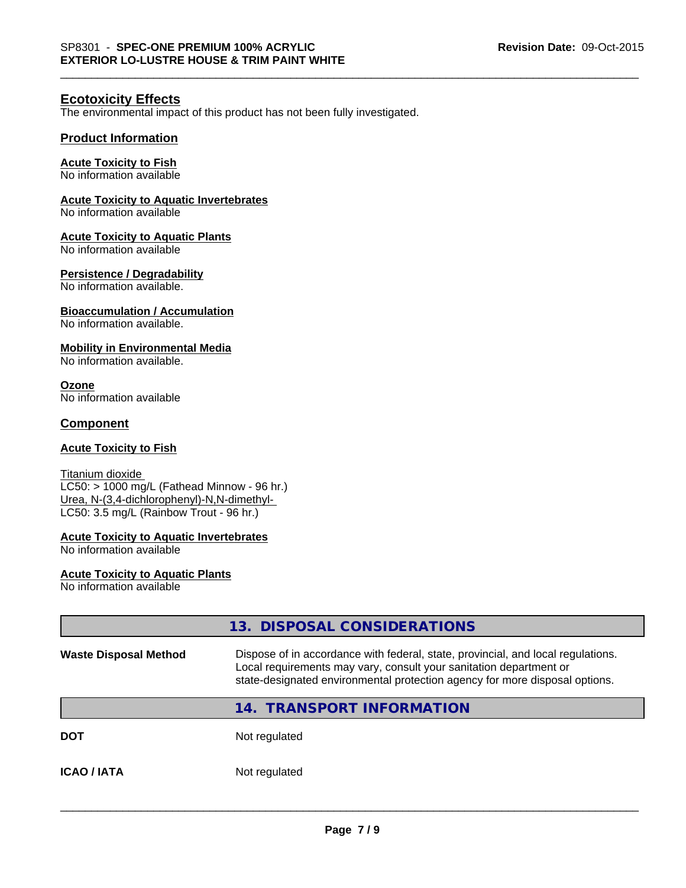## Ecotoxicity Effects

The environmental impact of this product has not been fully investigated.

### Product Information

**Acute Toxicity to Fish**
No information available

**Acute Toxicity to Aquatic Invertebrates**
No information available

**Acute Toxicity to Aquatic Plants**
No information available

**Persistence / Degradability**
No information available.

**Bioaccumulation / Accumulation**
No information available.

**Mobility in Environmental Media**
No information available.

**Ozone**
No information available

### Component

**Acute Toxicity to Fish**

Titanium dioxide
LC50: > 1000 mg/L (Fathead Minnow - 96 hr.)
Urea, N-(3,4-dichlorophenyl)-N,N-dimethyl-
LC50: 3.5 mg/L (Rainbow Trout - 96 hr.)

**Acute Toxicity to Aquatic Invertebrates**
No information available

**Acute Toxicity to Aquatic Plants**
No information available

## 13. DISPOSAL CONSIDERATIONS

| | |
|---|---|
| **Waste Disposal Method** | Dispose of in accordance with federal, state, provincial, and local regulations. Local requirements may vary, consult your sanitation department or state-designated environmental protection agency for more disposal options. |

## 14. TRANSPORT INFORMATION

| | |
|---|---|
| **DOT** | Not regulated |
| **ICAO / IATA** | Not regulated |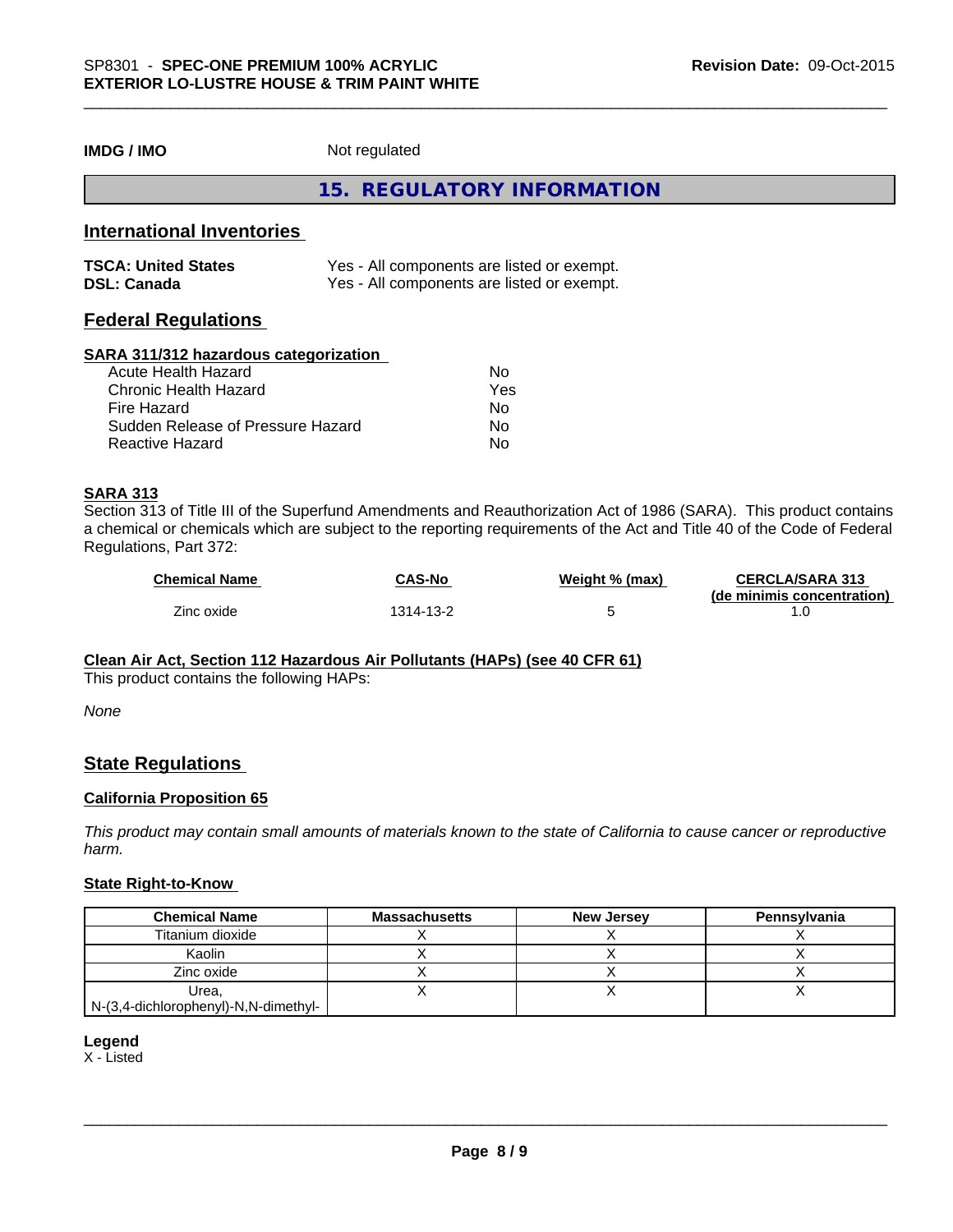**IMDG / IMO** Not regulated

## 15. REGULATORY INFORMATION

### International Inventories

| | |
|---|---|
| **TSCA: United States** | Yes - All components are listed or exempt. |
| **DSL: Canada** | Yes - All components are listed or exempt. |

### Federal Regulations

**SARA 311/312 hazardous categorization**

| | |
|---|---|
| Acute Health Hazard | No |
| Chronic Health Hazard | Yes |
| Fire Hazard | No |
| Sudden Release of Pressure Hazard | No |
| Reactive Hazard | No |

**SARA 313**

Section 313 of Title III of the Superfund Amendments and Reauthorization Act of 1986 (SARA). This product contains a chemical or chemicals which are subject to the reporting requirements of the Act and Title 40 of the Code of Federal Regulations, Part 372:

| Chemical Name | CAS-No | Weight % (max) | CERCLA/SARA 313 (de minimis concentration) |
|---|---|---|---|
| Zinc oxide | 1314-13-2 | 5 | 1.0 |

**Clean Air Act, Section 112 Hazardous Air Pollutants (HAPs) (see 40 CFR 61)**

This product contains the following HAPs:

*None*

### State Regulations

**California Proposition 65**

*This product may contain small amounts of materials known to the state of California to cause cancer or reproductive harm.*

**State Right-to-Know**

| Chemical Name | Massachusetts | New Jersey | Pennsylvania |
|---|---|---|---|
| Titanium dioxide | X | X | X |
| Kaolin | X | X | X |
| Zinc oxide | X | X | X |
| Urea, N-(3,4-dichlorophenyl)-N,N-dimethyl- | X | X | X |

**Legend**

X - Listed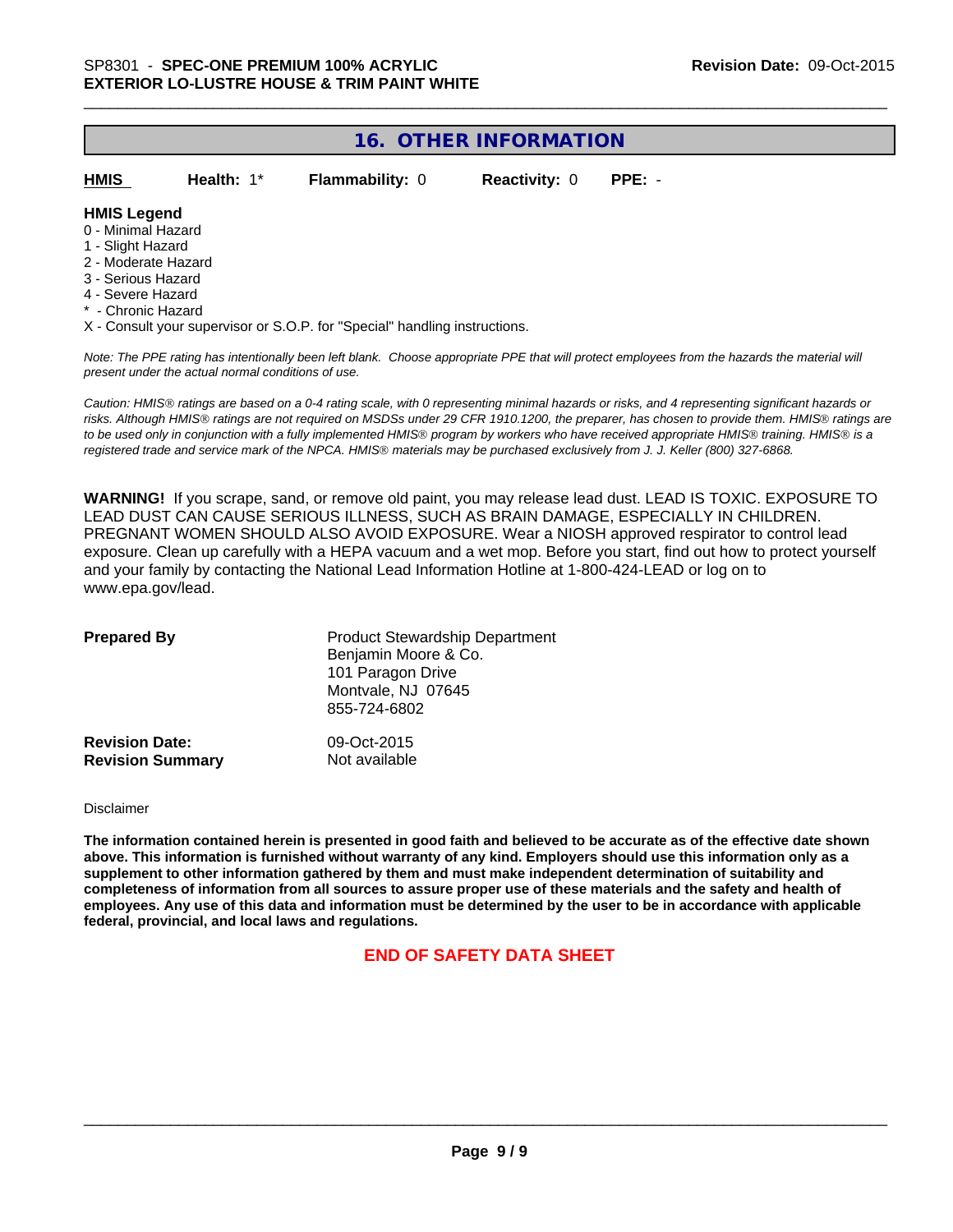## 16. OTHER INFORMATION

| HMIS | Health: 1* | Flammability: 0 | Reactivity: 0 | PPE: - |
|---|---|---|---|---|

**HMIS Legend**

0 - Minimal Hazard
1 - Slight Hazard
2 - Moderate Hazard
3 - Serious Hazard
4 - Severe Hazard
* - Chronic Hazard
X - Consult your supervisor or S.O.P. for "Special" handling instructions.

*Note: The PPE rating has intentionally been left blank. Choose appropriate PPE that will protect employees from the hazards the material will present under the actual normal conditions of use.*

*Caution: HMIS® ratings are based on a 0-4 rating scale, with 0 representing minimal hazards or risks, and 4 representing significant hazards or risks. Although HMIS® ratings are not required on MSDSs under 29 CFR 1910.1200, the preparer, has chosen to provide them. HMIS® ratings are to be used only in conjunction with a fully implemented HMIS® program by workers who have received appropriate HMIS® training. HMIS® is a registered trade and service mark of the NPCA. HMIS® materials may be purchased exclusively from J. J. Keller (800) 327-6868.*

**WARNING!** If you scrape, sand, or remove old paint, you may release lead dust. LEAD IS TOXIC. EXPOSURE TO LEAD DUST CAN CAUSE SERIOUS ILLNESS, SUCH AS BRAIN DAMAGE, ESPECIALLY IN CHILDREN. PREGNANT WOMEN SHOULD ALSO AVOID EXPOSURE. Wear a NIOSH approved respirator to control lead exposure. Clean up carefully with a HEPA vacuum and a wet mop. Before you start, find out how to protect yourself and your family by contacting the National Lead Information Hotline at 1-800-424-LEAD or log on to www.epa.gov/lead.

**Prepared By**
Product Stewardship Department
Benjamin Moore & Co.
101 Paragon Drive
Montvale, NJ 07645
855-724-6802

**Revision Date:** 09-Oct-2015
**Revision Summary** Not available

Disclaimer

**The information contained herein is presented in good faith and believed to be accurate as of the effective date shown above. This information is furnished without warranty of any kind. Employers should use this information only as a supplement to other information gathered by them and must make independent determination of suitability and completeness of information from all sources to assure proper use of these materials and the safety and health of employees. Any use of this data and information must be determined by the user to be in accordance with applicable federal, provincial, and local laws and regulations.**

**END OF SAFETY DATA SHEET**